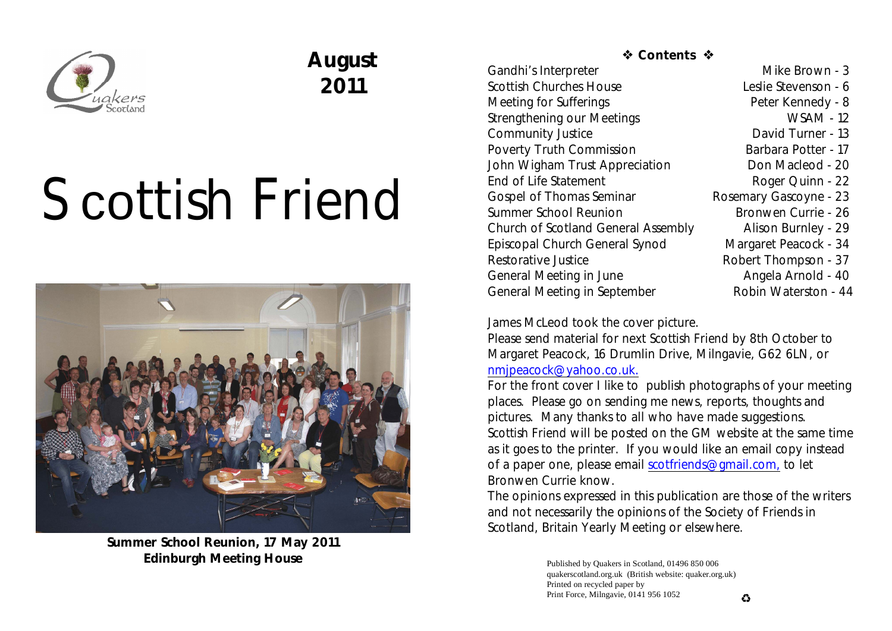# Scottish Friend

**August 2011**

**Summer School Reunion, 17 May 2011**
**Edinburgh Meeting House**

## ❖ Contents ❖

| | |
|---|---|
| Gandhi's Interpreter | Mike Brown - 3 |
| Scottish Churches House | Leslie Stevenson - 6 |
| Meeting for Sufferings | Peter Kennedy - 8 |
| Strengthening our Meetings | WSAM - 12 |
| Community Justice | David Turner - 13 |
| Poverty Truth Commission | Barbara Potter - 17 |
| John Wigham Trust Appreciation | Don Macleod - 20 |
| End of Life Statement | Roger Quinn - 22 |
| Gospel of Thomas Seminar | Rosemary Gascoyne - 23 |
| Summer School Reunion | Bronwen Currie - 26 |
| Church of Scotland General Assembly | Alison Burnley - 29 |
| Episcopal Church General Synod | Margaret Peacock - 34 |
| Restorative Justice | Robert Thompson - 37 |
| General Meeting in June | Angela Arnold - 40 |
| General Meeting in September | Robin Waterston - 44 |

James McLeod took the cover picture.

Please send material for next Scottish Friend by 8th October to Margaret Peacock, 16 Drumlin Drive, Milngavie, G62 6LN, or nmjpeacock@yahoo.co.uk.

For the front cover I like to publish photographs of your meeting places. Please go on sending me news, reports, thoughts and pictures. Many thanks to all who have made suggestions.

Scottish Friend will be posted on the GM website at the same time as it goes to the printer. If you would like an email copy instead of a paper one, please email scotfriends@gmail.com, to let Bronwen Currie know.

The opinions expressed in this publication are those of the writers and not necessarily the opinions of the Society of Friends in Scotland, Britain Yearly Meeting or elsewhere.

Published by Quakers in Scotland, 01496 850 006
quakerscotland.org.uk (British website: quaker.org.uk)
Printed on recycled paper by
Print Force, Milngavie, 0141 956 1052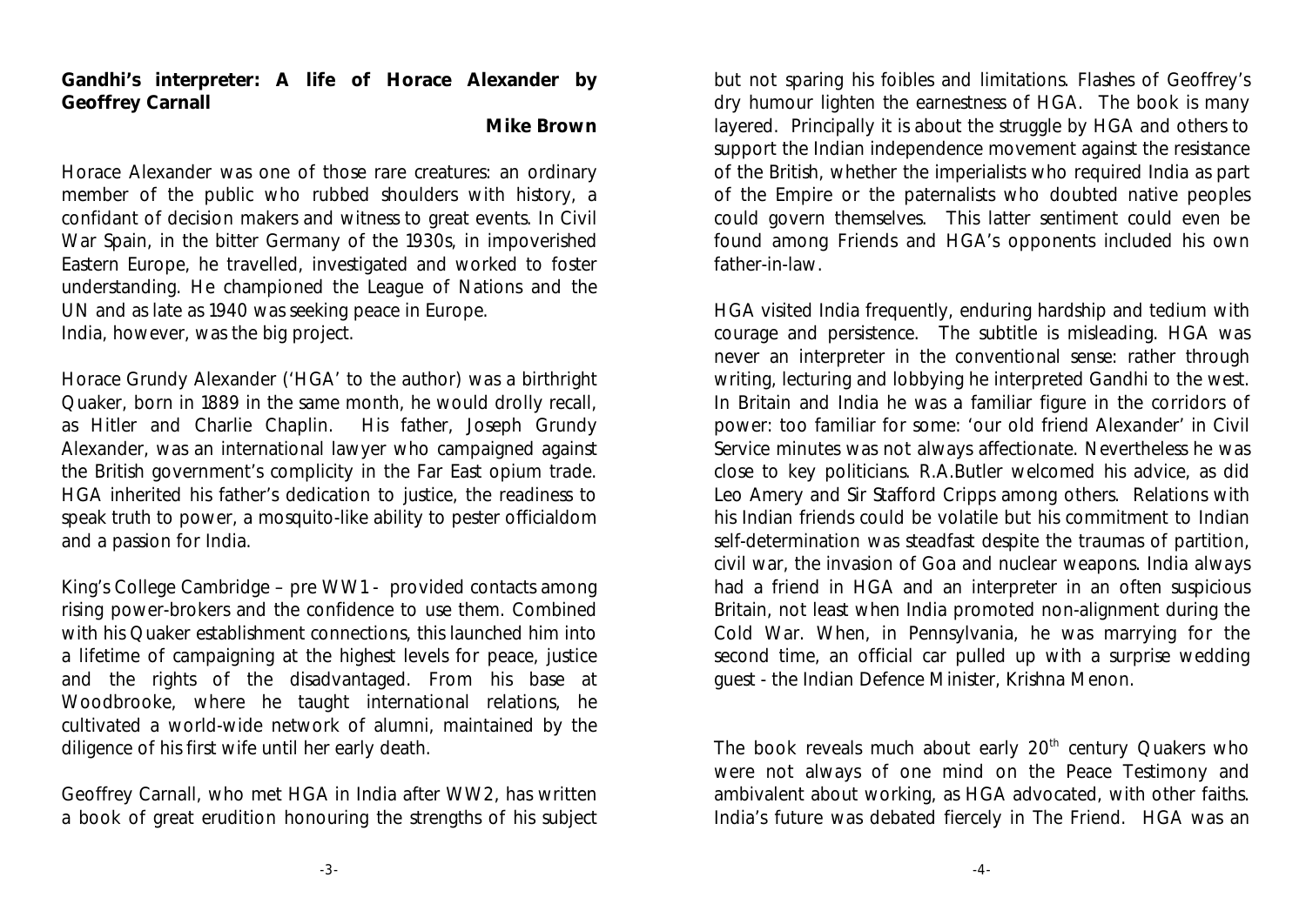**Gandhi's interpreter: A life of Horace Alexander by Geoffrey Carnall**

**Mike Brown**

Horace Alexander was one of those rare creatures: an ordinary member of the public who rubbed shoulders with history, a confidant of decision makers and witness to great events. In Civil War Spain, in the bitter Germany of the 1930s, in impoverished Eastern Europe, he travelled, investigated and worked to foster understanding. He championed the League of Nations and the UN and as late as 1940 was seeking peace in Europe.
India, however, was the big project.

Horace Grundy Alexander ('HGA' to the author) was a birthright Quaker, born in 1889 in the same month, he would drolly recall, as Hitler and Charlie Chaplin. His father, Joseph Grundy Alexander, was an international lawyer who campaigned against the British government's complicity in the Far East opium trade. HGA inherited his father's dedication to justice, the readiness to speak truth to power, a mosquito-like ability to pester officialdom and a passion for India.

King's College Cambridge – pre WW1 - provided contacts among rising power-brokers and the confidence to use them. Combined with his Quaker establishment connections, this launched him into a lifetime of campaigning at the highest levels for peace, justice and the rights of the disadvantaged. From his base at Woodbrooke, where he taught international relations, he cultivated a world-wide network of alumni, maintained by the diligence of his first wife until her early death.

Geoffrey Carnall, who met HGA in India after WW2, has written a book of great erudition honouring the strengths of his subject but not sparing his foibles and limitations. Flashes of Geoffrey's dry humour lighten the earnestness of HGA. The book is many layered. Principally it is about the struggle by HGA and others to support the Indian independence movement against the resistance of the British, whether the imperialists who required India as part of the Empire or the paternalists who doubted native peoples could govern themselves. This latter sentiment could even be found among Friends and HGA's opponents included his own father-in-law.

HGA visited India frequently, enduring hardship and tedium with courage and persistence. The subtitle is misleading. HGA was never an interpreter in the conventional sense: rather through writing, lecturing and lobbying he interpreted Gandhi to the west. In Britain and India he was a familiar figure in the corridors of power: too familiar for some: 'our old friend Alexander' in Civil Service minutes was not always affectionate. Nevertheless he was close to key politicians. R.A.Butler welcomed his advice, as did Leo Amery and Sir Stafford Cripps among others. Relations with his Indian friends could be volatile but his commitment to Indian self-determination was steadfast despite the traumas of partition, civil war, the invasion of Goa and nuclear weapons. India always had a friend in HGA and an interpreter in an often suspicious Britain, not least when India promoted non-alignment during the Cold War. When, in Pennsylvania, he was marrying for the second time, an official car pulled up with a surprise wedding guest - the Indian Defence Minister, Krishna Menon.

The book reveals much about early 20th century Quakers who were not always of one mind on the Peace Testimony and ambivalent about working, as HGA advocated, with other faiths. India's future was debated fiercely in The Friend. HGA was an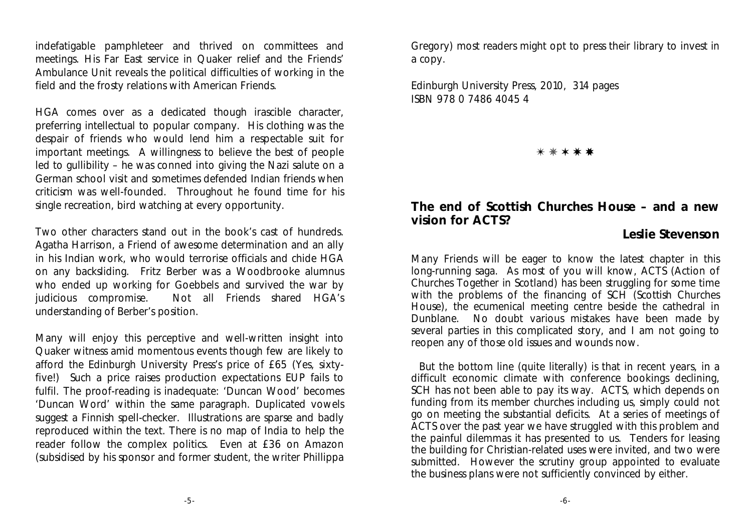indefatigable pamphleteer and thrived on committees and meetings. His Far East service in Quaker relief and the Friends' Ambulance Unit reveals the political difficulties of working in the field and the frosty relations with American Friends.

HGA comes over as a dedicated though irascible character, preferring intellectual to popular company. His clothing was the despair of friends who would lend him a respectable suit for important meetings. A willingness to believe the best of people led to gullibility – he was conned into giving the Nazi salute on a German school visit and sometimes defended Indian friends when criticism was well-founded. Throughout he found time for his single recreation, bird watching at every opportunity.

Two other characters stand out in the book's cast of hundreds. Agatha Harrison, a Friend of awesome determination and an ally in his Indian work, who would terrorise officials and chide HGA on any backsliding. Fritz Berber was a Woodbrooke alumnus who ended up working for Goebbels and survived the war by judicious compromise. Not all Friends shared HGA's understanding of Berber's position.

Many will enjoy this perceptive and well-written insight into Quaker witness amid momentous events though few are likely to afford the Edinburgh University Press's price of £65 (Yes, sixty-five!) Such a price raises production expectations EUP fails to fulfil. The proof-reading is inadequate: 'Duncan Wood' becomes 'Duncan Word' within the same paragraph. Duplicated vowels suggest a Finnish spell-checker. Illustrations are sparse and badly reproduced within the text. There is no map of India to help the reader follow the complex politics. Even at £36 on Amazon (subsidised by his sponsor and former student, the writer Phillippa Gregory) most readers might opt to press their library to invest in a copy.

Edinburgh University Press, 2010, 314 pages
ISBN 978 0 7486 4045 4

✳ ✳ ✳ ✳ ✳

## The end of Scottish Churches House – and a new vision for ACTS?

**Leslie Stevenson**

Many Friends will be eager to know the latest chapter in this long-running saga. As most of you will know, ACTS (Action of Churches Together in Scotland) has been struggling for some time with the problems of the financing of SCH (Scottish Churches House), the ecumenical meeting centre beside the cathedral in Dunblane. No doubt various mistakes have been made by several parties in this complicated story, and I am not going to reopen any of those old issues and wounds now.

But the bottom line (quite literally) is that in recent years, in a difficult economic climate with conference bookings declining, SCH has not been able to pay its way. ACTS, which depends on funding from its member churches including us, simply could not go on meeting the substantial deficits. At a series of meetings of ACTS over the past year we have struggled with this problem and the painful dilemmas it has presented to us. Tenders for leasing the building for Christian-related uses were invited, and two were submitted. However the scrutiny group appointed to evaluate the business plans were not sufficiently convinced by either.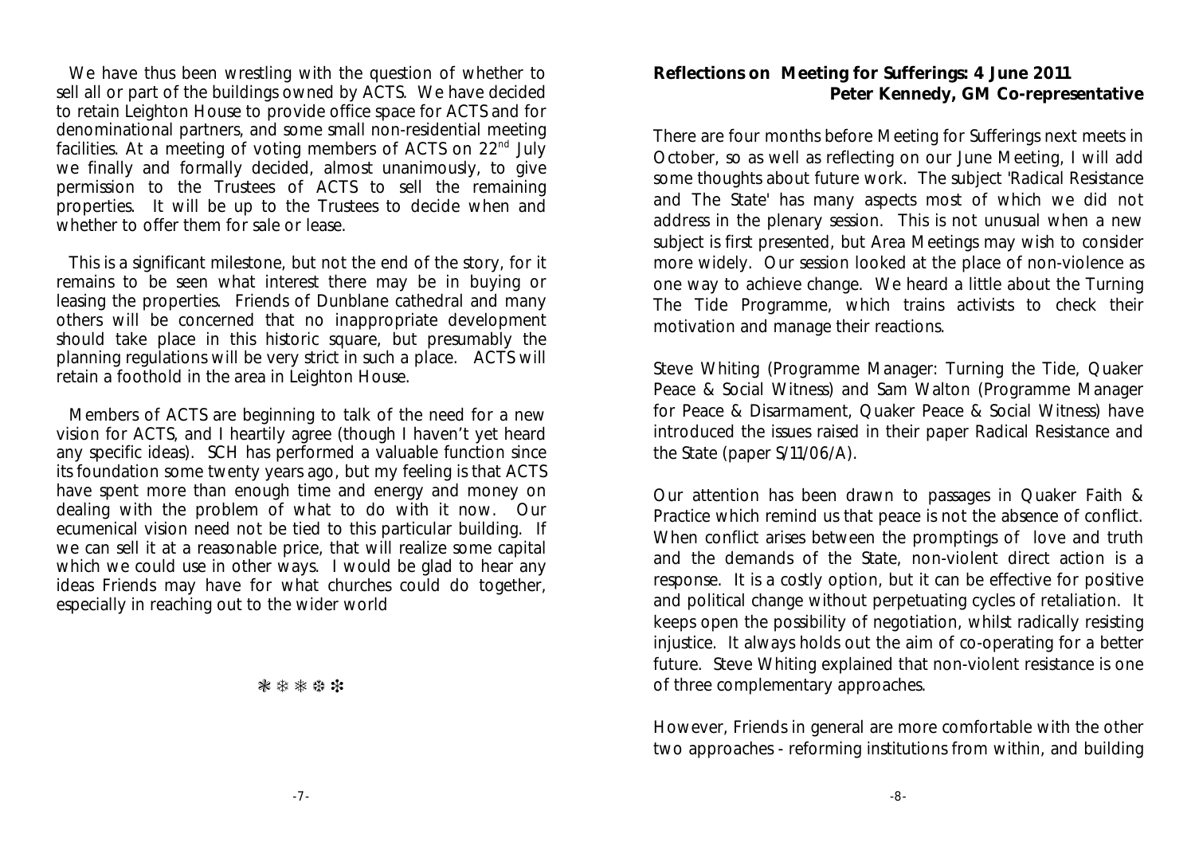We have thus been wrestling with the question of whether to sell all or part of the buildings owned by ACTS. We have decided to retain Leighton House to provide office space for ACTS and for denominational partners, and some small non-residential meeting facilities. At a meeting of voting members of ACTS on 22nd July we finally and formally decided, almost unanimously, to give permission to the Trustees of ACTS to sell the remaining properties. It will be up to the Trustees to decide when and whether to offer them for sale or lease.

This is a significant milestone, but not the end of the story, for it remains to be seen what interest there may be in buying or leasing the properties. Friends of Dunblane cathedral and many others will be concerned that no inappropriate development should take place in this historic square, but presumably the planning regulations will be very strict in such a place. ACTS will retain a foothold in the area in Leighton House.

Members of ACTS are beginning to talk of the need for a new vision for ACTS, and I heartily agree (though I haven't yet heard any specific ideas). SCH has performed a valuable function since its foundation some twenty years ago, but my feeling is that ACTS have spent more than enough time and energy and money on dealing with the problem of what to do with it now. Our ecumenical vision need not be tied to this particular building. If we can sell it at a reasonable price, that will realize some capital which we could use in other ways. I would be glad to hear any ideas Friends may have for what churches could do together, especially in reaching out to the wider world

❋ ❊ ❋ ❊ ❋

**Reflections on Meeting for Sufferings: 4 June 2011**
**Peter Kennedy, GM Co-representative**

There are four months before Meeting for Sufferings next meets in October, so as well as reflecting on our June Meeting, I will add some thoughts about future work. The subject 'Radical Resistance and The State' has many aspects most of which we did not address in the plenary session. This is not unusual when a new subject is first presented, but Area Meetings may wish to consider more widely. Our session looked at the place of non-violence as one way to achieve change. We heard a little about the Turning The Tide Programme, which trains activists to check their motivation and manage their reactions.

Steve Whiting (Programme Manager: Turning the Tide, Quaker Peace & Social Witness) and Sam Walton (Programme Manager for Peace & Disarmament, Quaker Peace & Social Witness) have introduced the issues raised in their paper Radical Resistance and the State (paper S/11/06/A).

Our attention has been drawn to passages in Quaker Faith & Practice which remind us that peace is not the absence of conflict. When conflict arises between the promptings of love and truth and the demands of the State, non-violent direct action is a response. It is a costly option, but it can be effective for positive and political change without perpetuating cycles of retaliation. It keeps open the possibility of negotiation, whilst radically resisting injustice. It always holds out the aim of co-operating for a better future. Steve Whiting explained that non-violent resistance is one of three complementary approaches.

However, Friends in general are more comfortable with the other two approaches - reforming institutions from within, and building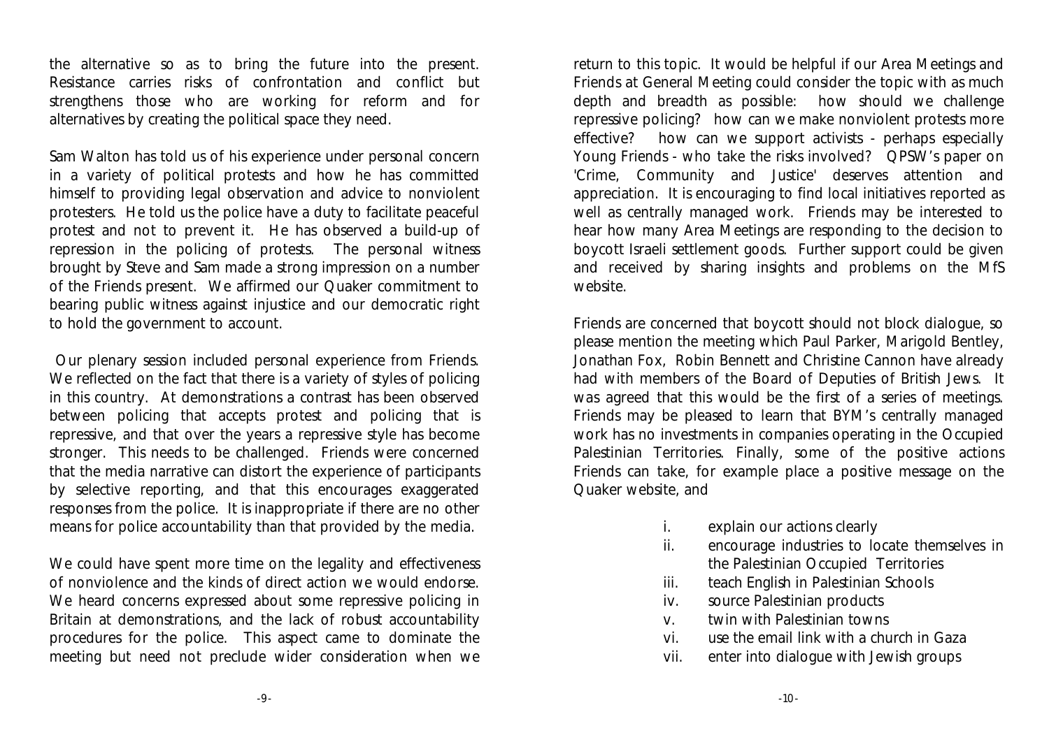the alternative so as to bring the future into the present. Resistance carries risks of confrontation and conflict but strengthens those who are working for reform and for alternatives by creating the political space they need.

Sam Walton has told us of his experience under personal concern in a variety of political protests and how he has committed himself to providing legal observation and advice to nonviolent protesters. He told us the police have a duty to facilitate peaceful protest and not to prevent it. He has observed a build-up of repression in the policing of protests. The personal witness brought by Steve and Sam made a strong impression on a number of the Friends present. We affirmed our Quaker commitment to bearing public witness against injustice and our democratic right to hold the government to account.

Our plenary session included personal experience from Friends. We reflected on the fact that there is a variety of styles of policing in this country. At demonstrations a contrast has been observed between policing that accepts protest and policing that is repressive, and that over the years a repressive style has become stronger. This needs to be challenged. Friends were concerned that the media narrative can distort the experience of participants by selective reporting, and that this encourages exaggerated responses from the police. It is inappropriate if there are no other means for police accountability than that provided by the media.

We could have spent more time on the legality and effectiveness of nonviolence and the kinds of direct action we would endorse. We heard concerns expressed about some repressive policing in Britain at demonstrations, and the lack of robust accountability procedures for the police. This aspect came to dominate the meeting but need not preclude wider consideration when we return to this topic. It would be helpful if our Area Meetings and Friends at General Meeting could consider the topic with as much depth and breadth as possible: how should we challenge repressive policing? how can we make nonviolent protests more effective? how can we support activists - perhaps especially Young Friends - who take the risks involved? QPSW's paper on 'Crime, Community and Justice' deserves attention and appreciation. It is encouraging to find local initiatives reported as well as centrally managed work. Friends may be interested to hear how many Area Meetings are responding to the decision to boycott Israeli settlement goods. Further support could be given and received by sharing insights and problems on the MfS website.

Friends are concerned that boycott should not block dialogue, so please mention the meeting which Paul Parker, Marigold Bentley, Jonathan Fox, Robin Bennett and Christine Cannon have already had with members of the Board of Deputies of British Jews. It was agreed that this would be the first of a series of meetings. Friends may be pleased to learn that BYM's centrally managed work has no investments in companies operating in the Occupied Palestinian Territories. Finally, some of the positive actions Friends can take, for example place a positive message on the Quaker website, and

i. explain our actions clearly
ii. encourage industries to locate themselves in the Palestinian Occupied Territories
iii. teach English in Palestinian Schools
iv. source Palestinian products
v. twin with Palestinian towns
vi. use the email link with a church in Gaza
vii. enter into dialogue with Jewish groups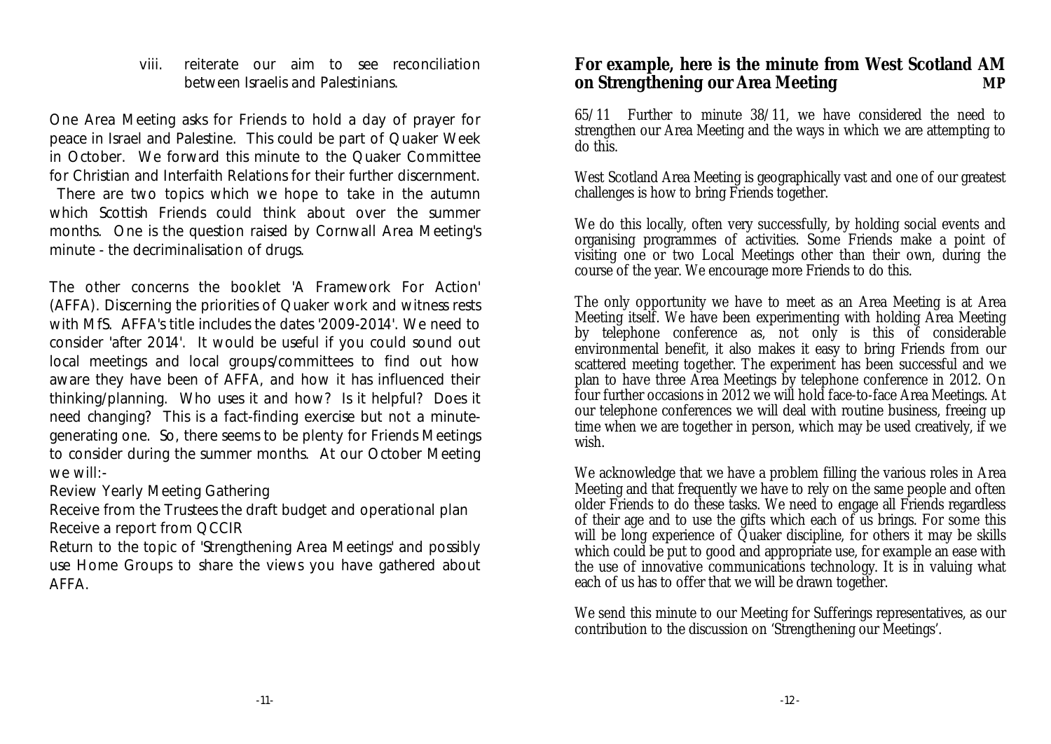viii. reiterate our aim to see reconciliation between Israelis and Palestinians.

One Area Meeting asks for Friends to hold a day of prayer for peace in Israel and Palestine. This could be part of Quaker Week in October. We forward this minute to the Quaker Committee for Christian and Interfaith Relations for their further discernment.
There are two topics which we hope to take in the autumn which Scottish Friends could think about over the summer months. One is the question raised by Cornwall Area Meeting's minute - the decriminalisation of drugs.

The other concerns the booklet 'A Framework For Action' (AFFA). Discerning the priorities of Quaker work and witness rests with MfS. AFFA's title includes the dates '2009-2014'. We need to consider 'after 2014'. It would be useful if you could sound out local meetings and local groups/committees to find out how aware they have been of AFFA, and how it has influenced their thinking/planning. Who uses it and how? Is it helpful? Does it need changing? This is a fact-finding exercise but not a minute-generating one. So, there seems to be plenty for Friends Meetings to consider during the summer months. At our October Meeting we will:-

Review Yearly Meeting Gathering

Receive from the Trustees the draft budget and operational plan

Receive a report from QCCIR

Return to the topic of 'Strengthening Area Meetings' and possibly use Home Groups to share the views you have gathered about AFFA.

## For example, here is the minute from West Scotland AM on Strengthening our Area Meeting MP

65/11 Further to minute 38/11, we have considered the need to strengthen our Area Meeting and the ways in which we are attempting to do this.

West Scotland Area Meeting is geographically vast and one of our greatest challenges is how to bring Friends together.

We do this locally, often very successfully, by holding social events and organising programmes of activities. Some Friends make a point of visiting one or two Local Meetings other than their own, during the course of the year. We encourage more Friends to do this.

The only opportunity we have to meet as an Area Meeting is at Area Meeting itself. We have been experimenting with holding Area Meeting by telephone conference as, not only is this of considerable environmental benefit, it also makes it easy to bring Friends from our scattered meeting together. The experiment has been successful and we plan to have three Area Meetings by telephone conference in 2012. On four further occasions in 2012 we will hold face-to-face Area Meetings. At our telephone conferences we will deal with routine business, freeing up time when we are together in person, which may be used creatively, if we wish.

We acknowledge that we have a problem filling the various roles in Area Meeting and that frequently we have to rely on the same people and often older Friends to do these tasks. We need to engage all Friends regardless of their age and to use the gifts which each of us brings. For some this will be long experience of Quaker discipline, for others it may be skills which could be put to good and appropriate use, for example an ease with the use of innovative communications technology. It is in valuing what each of us has to offer that we will be drawn together.

We send this minute to our Meeting for Sufferings representatives, as our contribution to the discussion on 'Strengthening our Meetings'.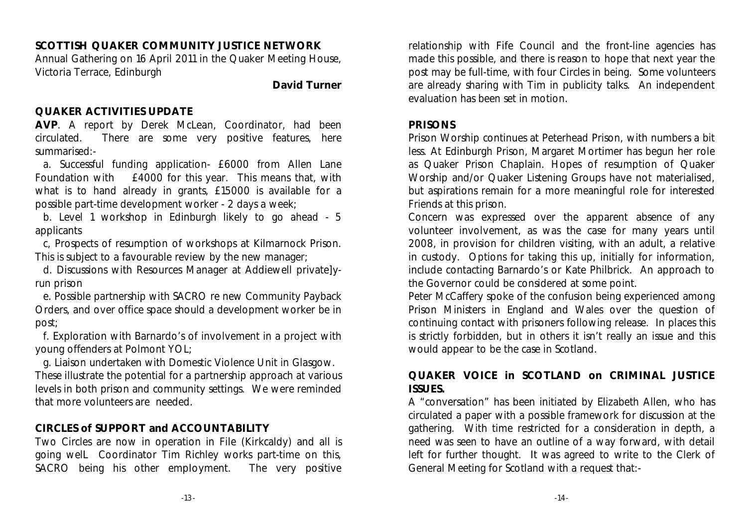## SCOTTISH QUAKER COMMUNITY JUSTICE NETWORK

Annual Gathering on 16 April 2011 in the Quaker Meeting House, Victoria Terrace, Edinburgh

**David Turner**

### QUAKER ACTIVITIES UPDATE

**AVP**. A report by Derek McLean, Coordinator, had been circulated. There are some very positive features, here summarised:-

a. Successful funding application- £6000 from Allen Lane Foundation with £4000 for this year. This means that, with what is to hand already in grants, £15000 is available for a possible part-time development worker - 2 days a week;

b. Level 1 workshop in Edinburgh likely to go ahead - 5 applicants

c, Prospects of resumption of workshops at Kilmarnock Prison. This is subject to a favourable review by the new manager;

d. Discussions with Resources Manager at Addiewell private]y-run prison

e. Possible partnership with SACRO re new Community Payback Orders, and over office space should a development worker be in post;

f. Exploration with Barnardo's of involvement in a project with young offenders at Polmont YOL;

g. Liaison undertaken with Domestic Violence Unit in Glasgow.

These illustrate the potential for a partnership approach at various levels in both prison and community settings. We were reminded that more volunteers are needed.

### CIRCLES of SUPPORT and ACCOUNTABILITY

Two Circles are now in operation in File (Kirkcaldy) and all is going welL Coordinator Tim Richley works part-time on this, SACRO being his other empIoyment. The very positive relationship with Fife Council and the front-line agencies has made this possible, and there is reason to hope that next year the post may be full-time, with four Circles in being. Some volunteers are already sharing with Tim in publicity talks. An independent evaluation has been set in motion.

### PRISONS

Prison Worship continues at Peterhead Prison, with numbers a bit less. At Edinburgh Prison, Margaret Mortimer has begun her role as Quaker Prison Chaplain. Hopes of resumption of Quaker Worship and/or Quaker Listening Groups have not materialised, but aspirations remain for a more meaningful role for interested Friends at this prison.

Concern was expressed over the apparent absence of any volunteer involvement, as was the case for many years until 2008, in provision for children visiting, with an adult, a relative in custody. Options for taking this up, initially for information, include contacting Barnardo's or Kate Philbrick. An approach to the Governor could be considered at some point.

Peter McCaffery spoke of the confusion being experienced among Prison Ministers in England and Wales over the question of continuing contact with prisoners following release. In places this is strictly forbidden, but in others it isn't really an issue and this would appear to be the case in Scotland.

### QUAKER VOICE in SCOTLAND on CRIMINAL JUSTICE ISSUES.

A "conversation" has been initiated by Elizabeth Allen, who has circulated a paper with a possible framework for discussion at the gathering. With time restricted for a consideration in depth, a need was seen to have an outline of a way forward, with detail left for further thought. It was agreed to write to the Clerk of General Meeting for Scotland with a request that:-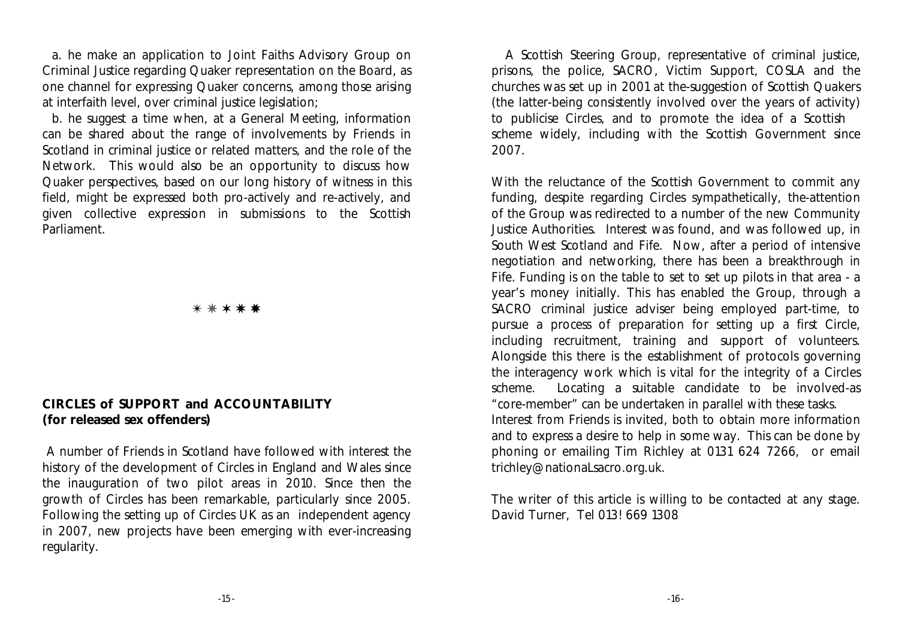a. he make an application to Joint Faiths Advisory Group on Criminal Justice regarding Quaker representation on the Board, as one channel for expressing Quaker concerns, among those arising at interfaith level, over criminal justice legislation;

b. he suggest a time when, at a General Meeting, information can be shared about the range of involvements by Friends in Scotland in criminal justice or related matters, and the role of the Network. This would also be an opportunity to discuss how Quaker perspectives, based on our long history of witness in this field, might be expressed both pro-actively and re-actively, and given collective expression in submissions to the Scottish Parliament.

✳ ✳ ✶ ✷ ✸

**CIRCLES of SUPPORT and ACCOUNTABILITY**
**(for released sex offenders)**

A number of Friends in Scotland have followed with interest the history of the development of Circles in England and Wales since the inauguration of two pilot areas in 2010. Since then the growth of Circles has been remarkable, particularly since 2005. Following the setting up of Circles UK as an independent agency in 2007, new projects have been emerging with ever-increasing regularity.

A Scottish Steering Group, representative of criminal justice, prisons, the police, SACRO, Victim Support, COSLA and the churches was set up in 2001 at the-suggestion of Scottish Quakers (the latter-being consistently involved over the years of activity) to publicise Circles, and to promote the idea of a Scottish scheme widely, including with the Scottish Government since 2007.

With the reluctance of the Scottish Government to commit any funding, despite regarding Circles sympathetically, the-attention of the Group was redirected to a number of the new Community Justice Authorities. Interest was found, and was followed up, in South West Scotland and Fife. Now, after a period of intensive negotiation and networking, there has been a breakthrough in Fife. Funding is on the table to set to set up pilots in that area - a year's money initially. This has enabled the Group, through a SACRO criminal justice adviser being employed part-time, to pursue a process of preparation for setting up a first Circle, including recruitment, training and support of volunteers. Alongside this there is the establishment of protocols governing the interagency work which is vital for the integrity of a Circles scheme. Locating a suitable candidate to be involved-as "core-member" can be undertaken in parallel with these tasks.
Interest from Friends is invited, both to obtain more information and to express a desire to help in some way. This can be done by phoning or emailing Tim Richley at 0131 624 7266, or email trichley@nationaLsacro.org.uk.

The writer of this article is willing to be contacted at any stage.
David Turner, Tel 013! 669 1308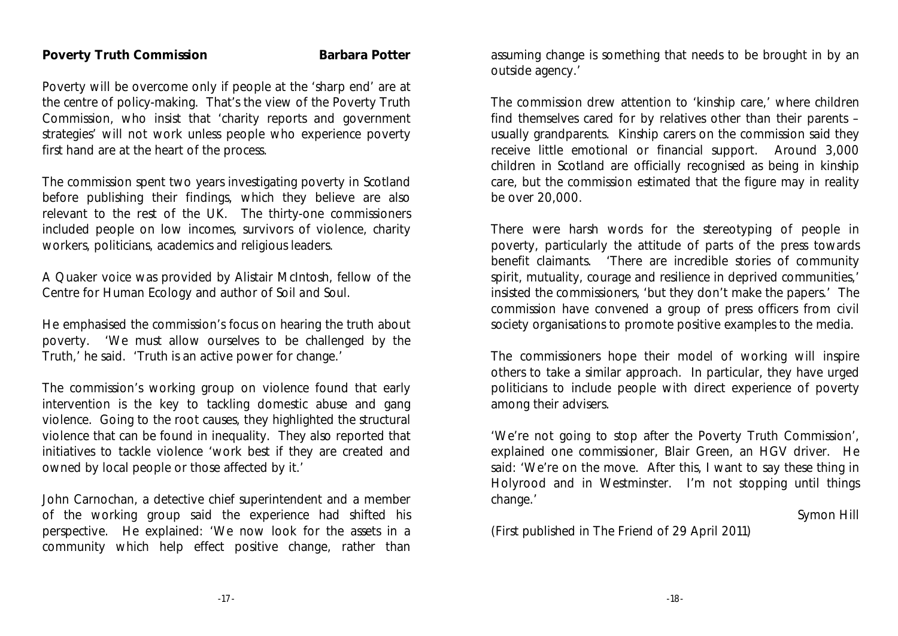## Poverty Truth Commission

**Barbara Potter**

Poverty will be overcome only if people at the 'sharp end' are at the centre of policy-making. That's the view of the Poverty Truth Commission, who insist that 'charity reports and government strategies' will not work unless people who experience poverty first hand are at the heart of the process.

The commission spent two years investigating poverty in Scotland before publishing their findings, which they believe are also relevant to the rest of the UK. The thirty-one commissioners included people on low incomes, survivors of violence, charity workers, politicians, academics and religious leaders.

A Quaker voice was provided by Alistair McIntosh, fellow of the Centre for Human Ecology and author of *Soil and Soul*.

He emphasised the commission's focus on hearing the truth about poverty. 'We must allow ourselves to be challenged by the Truth,' he said. 'Truth is an active power for change.'

The commission's working group on violence found that early intervention is the key to tackling domestic abuse and gang violence. Going to the root causes, they highlighted the structural violence that can be found in inequality. They also reported that initiatives to tackle violence 'work best if they are created and owned by local people or those affected by it.'

John Carnochan, a detective chief superintendent and a member of the working group said the experience had shifted his perspective. He explained: 'We now look for the assets in a community which help effect positive change, rather than assuming change is something that needs to be brought in by an outside agency.'

The commission drew attention to 'kinship care,' where children find themselves cared for by relatives other than their parents – usually grandparents. Kinship carers on the commission said they receive little emotional or financial support. Around 3,000 children in Scotland are officially recognised as being in kinship care, but the commission estimated that the figure may in reality be over 20,000.

There were harsh words for the stereotyping of people in poverty, particularly the attitude of parts of the press towards benefit claimants. 'There are incredible stories of community spirit, mutuality, courage and resilience in deprived communities,' insisted the commissioners, 'but they don't make the papers.' The commission have convened a group of press officers from civil society organisations to promote positive examples to the media.

The commissioners hope their model of working will inspire others to take a similar approach. In particular, they have urged politicians to include people with direct experience of poverty among their advisers.

'We're not going to stop after the Poverty Truth Commission', explained one commissioner, Blair Green, an HGV driver. He said: 'We're on the move. After this, I want to say these thing in Holyrood and in Westminster. I'm not stopping until things change.'

*Symon Hill*

(First published in The Friend of 29 April 2011)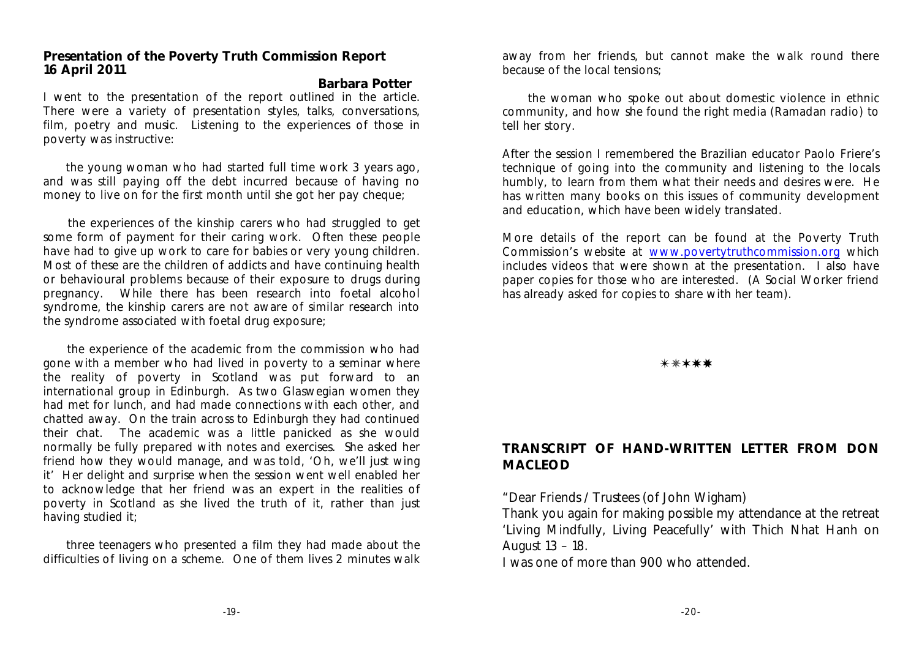## Presentation of the Poverty Truth Commission Report 16 April 2011

**Barbara Potter**

I went to the presentation of the report outlined in the article. There were a variety of presentation styles, talks, conversations, film, poetry and music. Listening to the experiences of those in poverty was instructive:

the young woman who had started full time work 3 years ago, and was still paying off the debt incurred because of having no money to live on for the first month until she got her pay cheque;

the experiences of the kinship carers who had struggled to get some form of payment for their caring work. Often these people have had to give up work to care for babies or very young children. Most of these are the children of addicts and have continuing health or behavioural problems because of their exposure to drugs during pregnancy. While there has been research into foetal alcohol syndrome, the kinship carers are not aware of similar research into the syndrome associated with foetal drug exposure;

the experience of the academic from the commission who had gone with a member who had lived in poverty to a seminar where the reality of poverty in Scotland was put forward to an international group in Edinburgh. As two Glaswegian women they had met for lunch, and had made connections with each other, and chatted away. On the train across to Edinburgh they had continued their chat. The academic was a little panicked as she would normally be fully prepared with notes and exercises. She asked her friend how they would manage, and was told, 'Oh, we'll just wing it' Her delight and surprise when the session went well enabled her to acknowledge that her friend was an expert in the realities of poverty in Scotland as she lived the truth of it, rather than just having studied it;

three teenagers who presented a film they had made about the difficulties of living on a scheme. One of them lives 2 minutes walk away from her friends, but cannot make the walk round there because of the local tensions;

the woman who spoke out about domestic violence in ethnic community, and how she found the right media (Ramadan radio) to tell her story.

After the session I remembered the Brazilian educator Paolo Friere's technique of going into the community and listening to the locals humbly, to learn from them what their needs and desires were. He has written many books on this issues of community development and education, which have been widely translated.

More details of the report can be found at the Poverty Truth Commission's website at www.povertytruthcommission.org which includes videos that were shown at the presentation. I also have paper copies for those who are interested. (A Social Worker friend has already asked for copies to share with her team).

✳✳✳✳✳

## TRANSCRIPT OF HAND-WRITTEN LETTER FROM DON MACLEOD

"Dear Friends / Trustees (of John Wigham)

Thank you again for making possible my attendance at the retreat 'Living Mindfully, Living Peacefully' with Thich Nhat Hanh on August 13 – 18.

I was one of more than 900 who attended.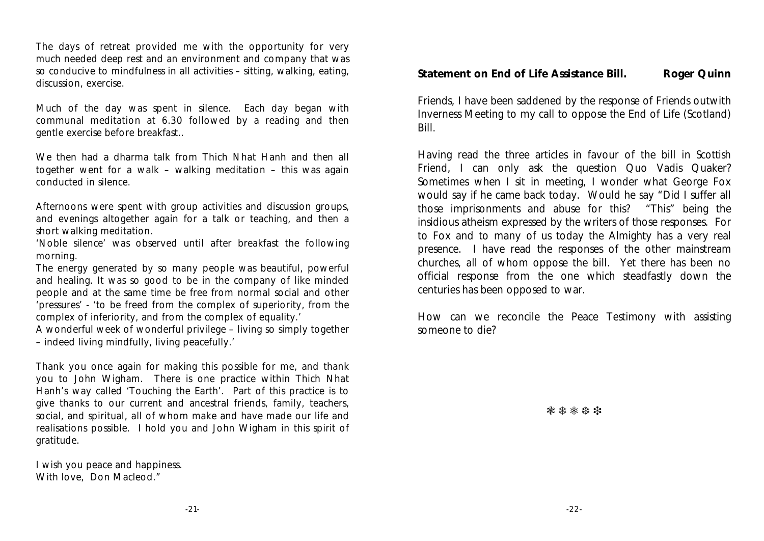The days of retreat provided me with the opportunity for very much needed deep rest and an environment and company that was so conducive to mindfulness in all activities – sitting, walking, eating, discussion, exercise.

Much of the day was spent in silence. Each day began with communal meditation at 6.30 followed by a reading and then gentle exercise before breakfast..

We then had a dharma talk from Thich Nhat Hanh and then all together went for a walk – walking meditation – this was again conducted in silence.

Afternoons were spent with group activities and discussion groups, and evenings altogether again for a talk or teaching, and then a short walking meditation.
'Noble silence' was observed until after breakfast the following morning.
The energy generated by so many people was beautiful, powerful and healing. It was so good to be in the company of like minded people and at the same time be free from normal social and other 'pressures' - 'to be freed from the complex of superiority, from the complex of inferiority, and from the complex of equality.'
A wonderful week of wonderful privilege – living so simply together – indeed living mindfully, living peacefully.'

Thank you once again for making this possible for me, and thank you to John Wigham. There is one practice within Thich Nhat Hanh's way called 'Touching the Earth'. Part of this practice is to give thanks to our current and ancestral friends, family, teachers, social, and spiritual, all of whom make and have made our life and realisations possible. I hold you and John Wigham in this spirit of gratitude.

I wish you peace and happiness.
With love, Don Macleod."

**Statement on End of Life Assistance Bill.** **Roger Quinn**

Friends, I have been saddened by the response of Friends outwith Inverness Meeting to my call to oppose the End of Life (Scotland) Bill.

Having read the three articles in favour of the bill in Scottish Friend, I can only ask the question Quo Vadis Quaker? Sometimes when I sit in meeting, I wonder what George Fox would say if he came back today. Would he say "Did I suffer all those imprisonments and abuse for this? "This" being the insidious atheism expressed by the writers of those responses. For to Fox and to many of us today the Almighty has a very real presence. I have read the responses of the other mainstream churches, all of whom oppose the bill. Yet there has been no official response from the one which steadfastly down the centuries has been opposed to war.

How can we reconcile the Peace Testimony with assisting someone to die?

❃ ❃ ❃ ❃ ❃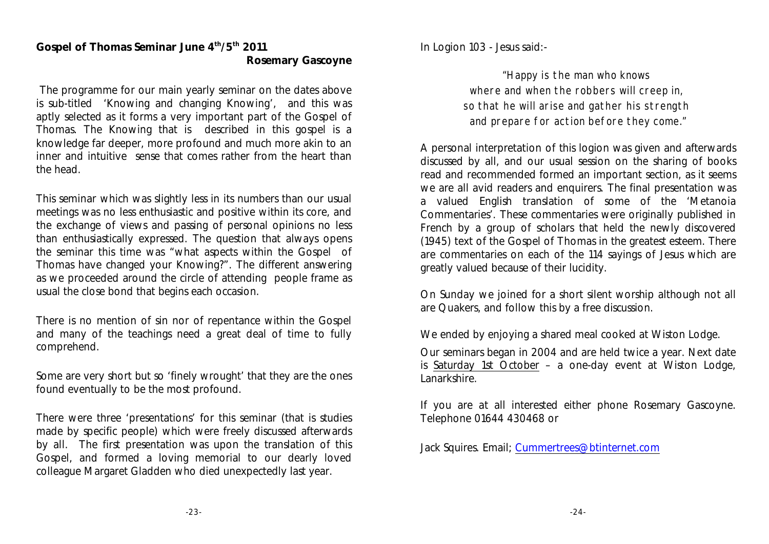## Gospel of Thomas Seminar June 4th/5th 2011

**Rosemary Gascoyne**

The programme for our main yearly seminar on the dates above is sub-titled 'Knowing and changing Knowing', and this was aptly selected as it forms a very important part of the Gospel of Thomas. The Knowing that is described in this gospel is a knowledge far deeper, more profound and much more akin to an inner and intuitive sense that comes rather from the heart than the head.

This seminar which was slightly less in its numbers than our usual meetings was no less enthusiastic and positive within its core, and the exchange of views and passing of personal opinions no less than enthusiastically expressed. The question that always opens the seminar this time was "what aspects within the Gospel of Thomas have changed your Knowing?". The different answering as we proceeded around the circle of attending people frame as usual the close bond that begins each occasion.

There is no mention of sin nor of repentance within the Gospel and many of the teachings need a great deal of time to fully comprehend.

Some are very short but so 'finely wrought' that they are the ones found eventually to be the most profound.

There were three 'presentations' for this seminar (that is studies made by specific people) which were freely discussed afterwards by all. The first presentation was upon the translation of this Gospel, and formed a loving memorial to our dearly loved colleague Margaret Gladden who died unexpectedly last year.

In Logion 103 - Jesus said:-

*"Happy is the man who knows*
*where and when the robbers will creep in,*
*so that he will arise and gather his strength*
*and prepare for action before they come."*

A personal interpretation of this logion was given and afterwards discussed by all, and our usual session on the sharing of books read and recommended formed an important section, as it seems we are all avid readers and enquirers. The final presentation was a valued English translation of some of the 'Metanoia Commentaries'. These commentaries were originally published in French by a group of scholars that held the newly discovered (1945) text of the Gospel of Thomas in the greatest esteem. There are commentaries on each of the 114 sayings of Jesus which are greatly valued because of their lucidity.

On Sunday we joined for a short silent worship although not all are Quakers, and follow this by a free discussion.

We ended by enjoying a shared meal cooked at Wiston Lodge.

Our seminars began in 2004 and are held twice a year. Next date is Saturday 1st October – a one-day event at Wiston Lodge, Lanarkshire.

If you are at all interested either phone Rosemary Gascoyne. Telephone 01644 430468 or

Jack Squires. Email; Cummertrees@btinternet.com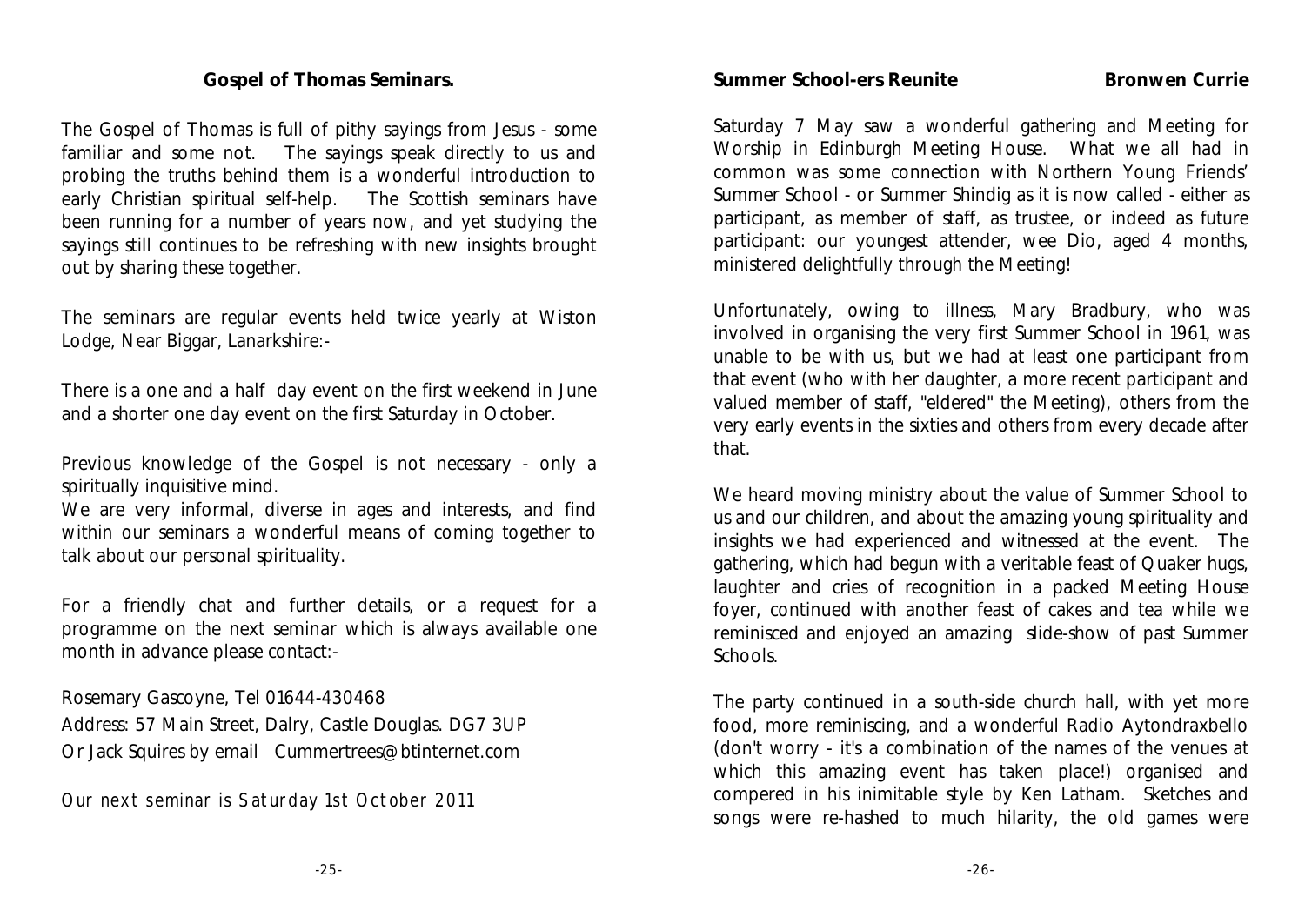## Gospel of Thomas Seminars.

The Gospel of Thomas is full of pithy sayings from Jesus - some familiar and some not. The sayings speak directly to us and probing the truths behind them is a wonderful introduction to early Christian spiritual self-help. The Scottish seminars have been running for a number of years now, and yet studying the sayings still continues to be refreshing with new insights brought out by sharing these together.

The seminars are regular events held twice yearly at Wiston Lodge, Near Biggar, Lanarkshire:-

There is a one and a half day event on the first weekend in June and a shorter one day event on the first Saturday in October.

Previous knowledge of the Gospel is not necessary - only a spiritually inquisitive mind.

We are very informal, diverse in ages and interests, and find within our seminars a wonderful means of coming together to talk about our personal spirituality.

For a friendly chat and further details, or a request for a programme on the next seminar which is always available one month in advance please contact:-

Rosemary Gascoyne, Tel 01644-430468

Address: 57 Main Street, Dalry, Castle Douglas. DG7 3UP

Or Jack Squires by email Cummertrees@btinternet.com

*Our next seminar is Saturday 1st October 2011*

## Summer School-ers Reunite

**Bronwen Currie**

Saturday 7 May saw a wonderful gathering and Meeting for Worship in Edinburgh Meeting House. What we all had in common was some connection with Northern Young Friends' Summer School - or Summer Shindig as it is now called - either as participant, as member of staff, as trustee, or indeed as future participant: our youngest attender, wee Dio, aged 4 months, ministered delightfully through the Meeting!

Unfortunately, owing to illness, Mary Bradbury, who was involved in organising the very first Summer School in 1961, was unable to be with us, but we had at least one participant from that event (who with her daughter, a more recent participant and valued member of staff, "eldered" the Meeting), others from the very early events in the sixties and others from every decade after that.

We heard moving ministry about the value of Summer School to us and our children, and about the amazing young spirituality and insights we had experienced and witnessed at the event. The gathering, which had begun with a veritable feast of Quaker hugs, laughter and cries of recognition in a packed Meeting House foyer, continued with another feast of cakes and tea while we reminisced and enjoyed an amazing slide-show of past Summer Schools.

The party continued in a south-side church hall, with yet more food, more reminiscing, and a wonderful Radio Aytondraxbello (don't worry - it's a combination of the names of the venues at which this amazing event has taken place!) organised and compered in his inimitable style by Ken Latham. Sketches and songs were re-hashed to much hilarity, the old games were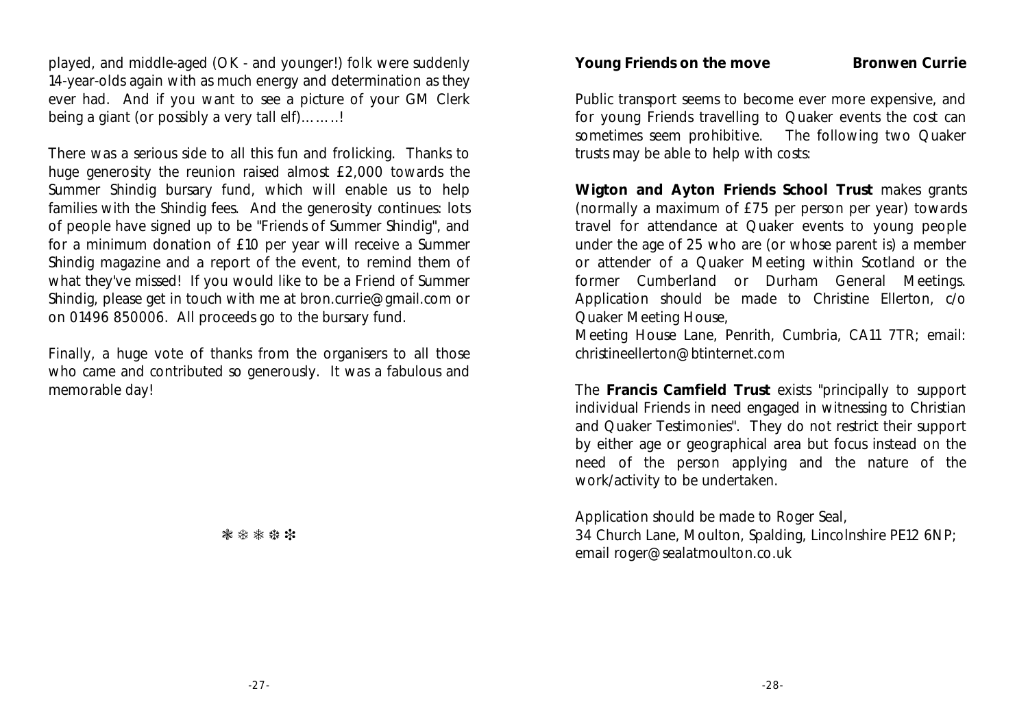played, and middle-aged (OK - and younger!) folk were suddenly 14-year-olds again with as much energy and determination as they ever had. And if you want to see a picture of your GM Clerk being a giant (or possibly a very tall elf)……..!

There was a serious side to all this fun and frolicking. Thanks to huge generosity the reunion raised almost £2,000 towards the Summer Shindig bursary fund, which will enable us to help families with the Shindig fees. And the generosity continues: lots of people have signed up to be "Friends of Summer Shindig", and for a minimum donation of £10 per year will receive a Summer Shindig magazine and a report of the event, to remind them of what they've missed! If you would like to be a Friend of Summer Shindig, please get in touch with me at bron.currie@gmail.com or on 01496 850006. All proceeds go to the bursary fund.

Finally, a huge vote of thanks from the organisers to all those who came and contributed so generously. It was a fabulous and memorable day!

❃ ❄ ❄ ❆ ❇

## Young Friends on the move — Bronwen Currie

Public transport seems to become ever more expensive, and for young Friends travelling to Quaker events the cost can sometimes seem prohibitive. The following two Quaker trusts may be able to help with costs:

**Wigton and Ayton Friends School Trust** makes grants (normally a maximum of £75 per person per year) towards travel for attendance at Quaker events to young people under the age of 25 who are (or whose parent is) a member or attender of a Quaker Meeting within Scotland or the former Cumberland or Durham General Meetings. Application should be made to Christine Ellerton, c/o Quaker Meeting House,
Meeting House Lane, Penrith, Cumbria, CA11 7TR; email: christineellerton@btinternet.com

The **Francis Camfield Trust** exists "principally to support individual Friends in need engaged in witnessing to Christian and Quaker Testimonies". They do not restrict their support by either age or geographical area but focus instead on the need of the person applying and the nature of the work/activity to be undertaken.

Application should be made to Roger Seal,
34 Church Lane, Moulton, Spalding, Lincolnshire PE12 6NP;
email roger@sealatmoulton.co.uk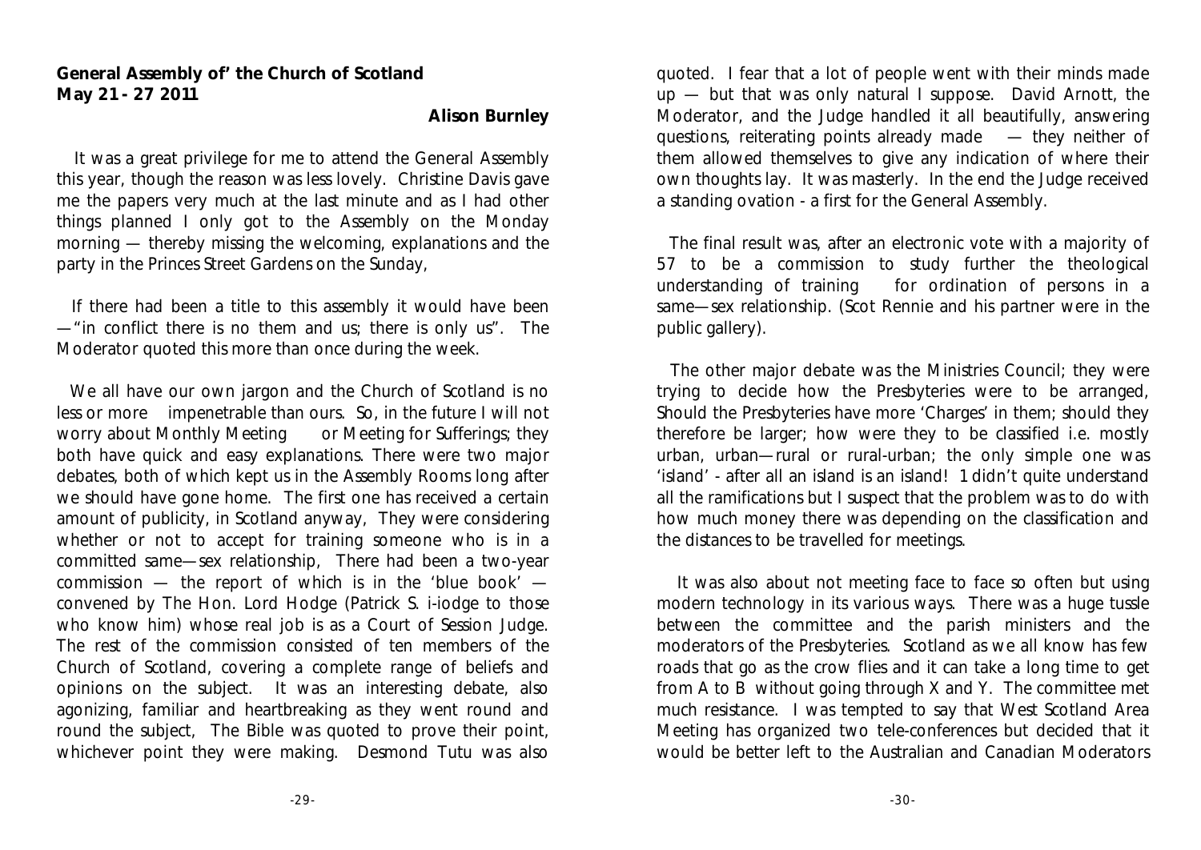**General Assembly of' the Church of Scotland**
**May 21 - 27 2011**

**Alison Burnley**

It was a great privilege for me to attend the General Assembly this year, though the reason was less lovely. Christine Davis gave me the papers very much at the last minute and as I had other things planned I only got to the Assembly on the Monday morning — thereby missing the welcoming, explanations and the party in the Princes Street Gardens on the Sunday,

If there had been a title to this assembly it would have been —"in conflict there is no them and us; there is only us". The Moderator quoted this more than once during the week.

We all have our own jargon and the Church of Scotland is no less or more impenetrable than ours. So, in the future I will not worry about Monthly Meeting or Meeting for Sufferings; they both have quick and easy explanations. There were two major debates, both of which kept us in the Assembly Rooms long after we should have gone home. The first one has received a certain amount of publicity, in Scotland anyway, They were considering whether or not to accept for training someone who is in a committed same—sex relationship, There had been a two-year commission — the report of which is in the 'blue book' — convened by The Hon. Lord Hodge (Patrick S. i-iodge to those who know him) whose real job is as a Court of Session Judge. The rest of the commission consisted of ten members of the Church of Scotland, covering a complete range of beliefs and opinions on the subject. It was an interesting debate, also agonizing, familiar and heartbreaking as they went round and round the subject, The Bible was quoted to prove their point, whichever point they were making. Desmond Tutu was also quoted. I fear that a lot of people went with their minds made up — but that was only natural I suppose. David Arnott, the Moderator, and the Judge handled it all beautifully, answering questions, reiterating points already made — they neither of them allowed themselves to give any indication of where their own thoughts lay. It was masterly. In the end the Judge received a standing ovation - a first for the General Assembly.

The final result was, after an electronic vote with a majority of 57 to be a commission to study further the theological understanding of training for ordination of persons in a same—sex relationship. (Scot Rennie and his partner were in the public gallery).

The other major debate was the Ministries Council; they were trying to decide how the Presbyteries were to be arranged, Should the Presbyteries have more 'Charges' in them; should they therefore be larger; how were they to be classified i.e. mostly urban, urban—rural or rural-urban; the only simple one was 'island' - after all an island is an island! 1 didn't quite understand all the ramifications but I suspect that the problem was to do with how much money there was depending on the classification and the distances to be travelled for meetings.

It was also about not meeting face to face so often but using modern technology in its various ways. There was a huge tussle between the committee and the parish ministers and the moderators of the Presbyteries. Scotland as we all know has few roads that go as the crow flies and it can take a long time to get from A to B without going through X and Y. The committee met much resistance. I was tempted to say that West Scotland Area Meeting has organized two tele-conferences but decided that it would be better left to the Australian and Canadian Moderators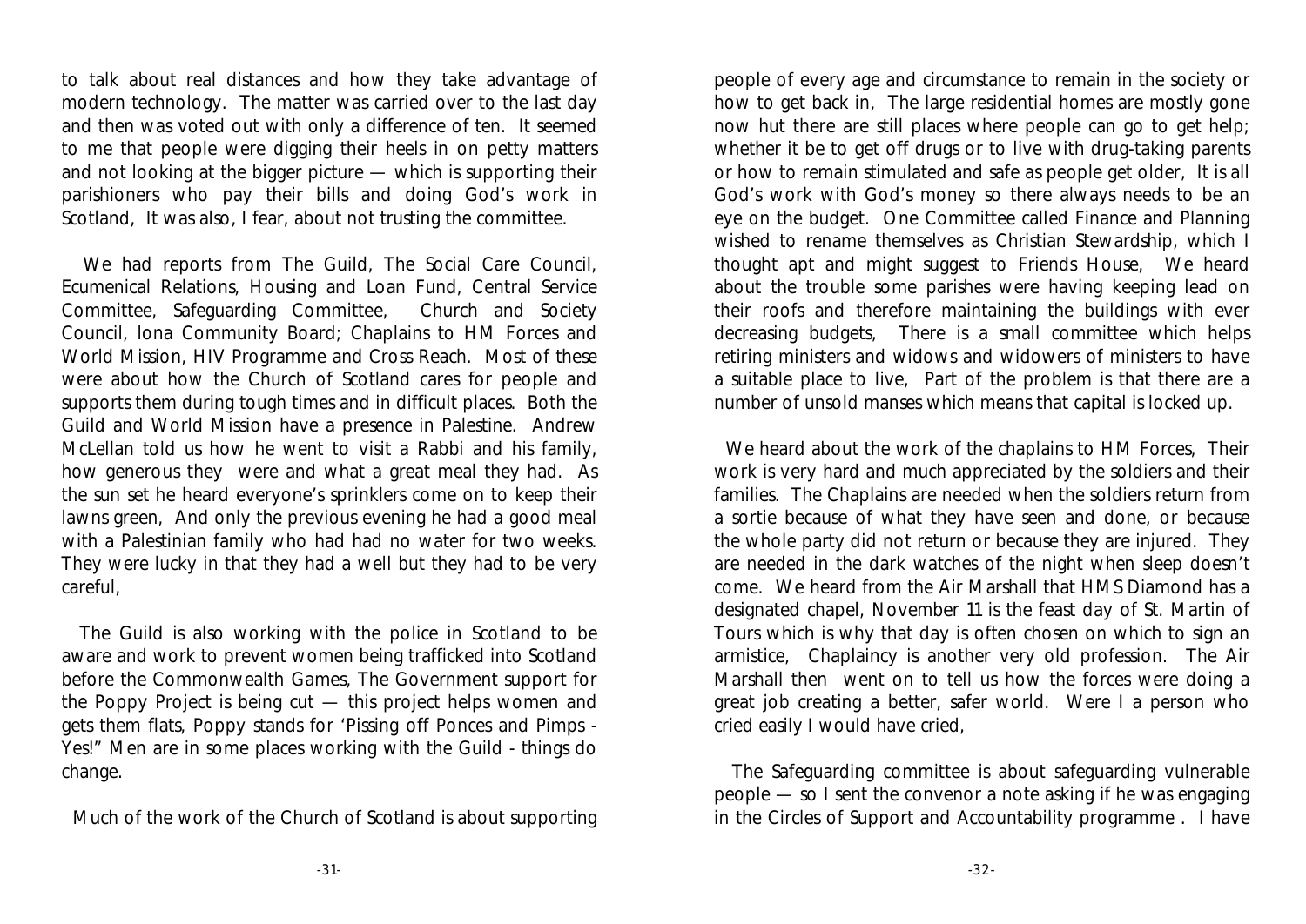to talk about real distances and how they take advantage of modern technology. The matter was carried over to the last day and then was voted out with only a difference of ten. It seemed to me that people were digging their heels in on petty matters and not looking at the bigger picture — which is supporting their parishioners who pay their bills and doing God's work in Scotland, It was also, I fear, about not trusting the committee.

We had reports from The Guild, The Social Care Council, Ecumenical Relations, Housing and Loan Fund, Central Service Committee, Safeguarding Committee, Church and Society Council, lona Community Board; Chaplains to HM Forces and World Mission, HIV Programme and Cross Reach. Most of these were about how the Church of Scotland cares for people and supports them during tough times and in difficult places. Both the Guild and World Mission have a presence in Palestine. Andrew McLellan told us how he went to visit a Rabbi and his family, how generous they were and what a great meal they had. As the sun set he heard everyone's sprinklers come on to keep their lawns green, And only the previous evening he had a good meal with a Palestinian family who had had no water for two weeks. They were lucky in that they had a well but they had to be very careful,

The Guild is also working with the police in Scotland to be aware and work to prevent women being trafficked into Scotland before the Commonwealth Games, The Government support for the Poppy Project is being cut — this project helps women and gets them flats, Poppy stands for 'Pissing off Ponces and Pimps - Yes!" Men are in some places working with the Guild - things do change.

Much of the work of the Church of Scotland is about supporting people of every age and circumstance to remain in the society or how to get back in, The large residential homes are mostly gone now hut there are still places where people can go to get help; whether it be to get off drugs or to live with drug-taking parents or how to remain stimulated and safe as people get older, It is all God's work with God's money so there always needs to be an eye on the budget. One Committee called Finance and Planning wished to rename themselves as Christian Stewardship, which I thought apt and might suggest to Friends House, We heard about the trouble some parishes were having keeping lead on their roofs and therefore maintaining the buildings with ever decreasing budgets, There is a small committee which helps retiring ministers and widows and widowers of ministers to have a suitable place to live, Part of the problem is that there are a number of unsold manses which means that capital is locked up.

We heard about the work of the chaplains to HM Forces, Their work is very hard and much appreciated by the soldiers and their families. The Chaplains are needed when the soldiers return from a sortie because of what they have seen and done, or because the whole party did not return or because they are injured. They are needed in the dark watches of the night when sleep doesn't come. We heard from the Air Marshall that HMS Diamond has a designated chapel, November 11 is the feast day of St. Martin of Tours which is why that day is often chosen on which to sign an armistice, Chaplaincy is another very old profession. The Air Marshall then went on to tell us how the forces were doing a great job creating a better, safer world. Were I a person who cried easily I would have cried,

The Safeguarding committee is about safeguarding vulnerable people — so I sent the convenor a note asking if he was engaging in the Circles of Support and Accountability programme . I have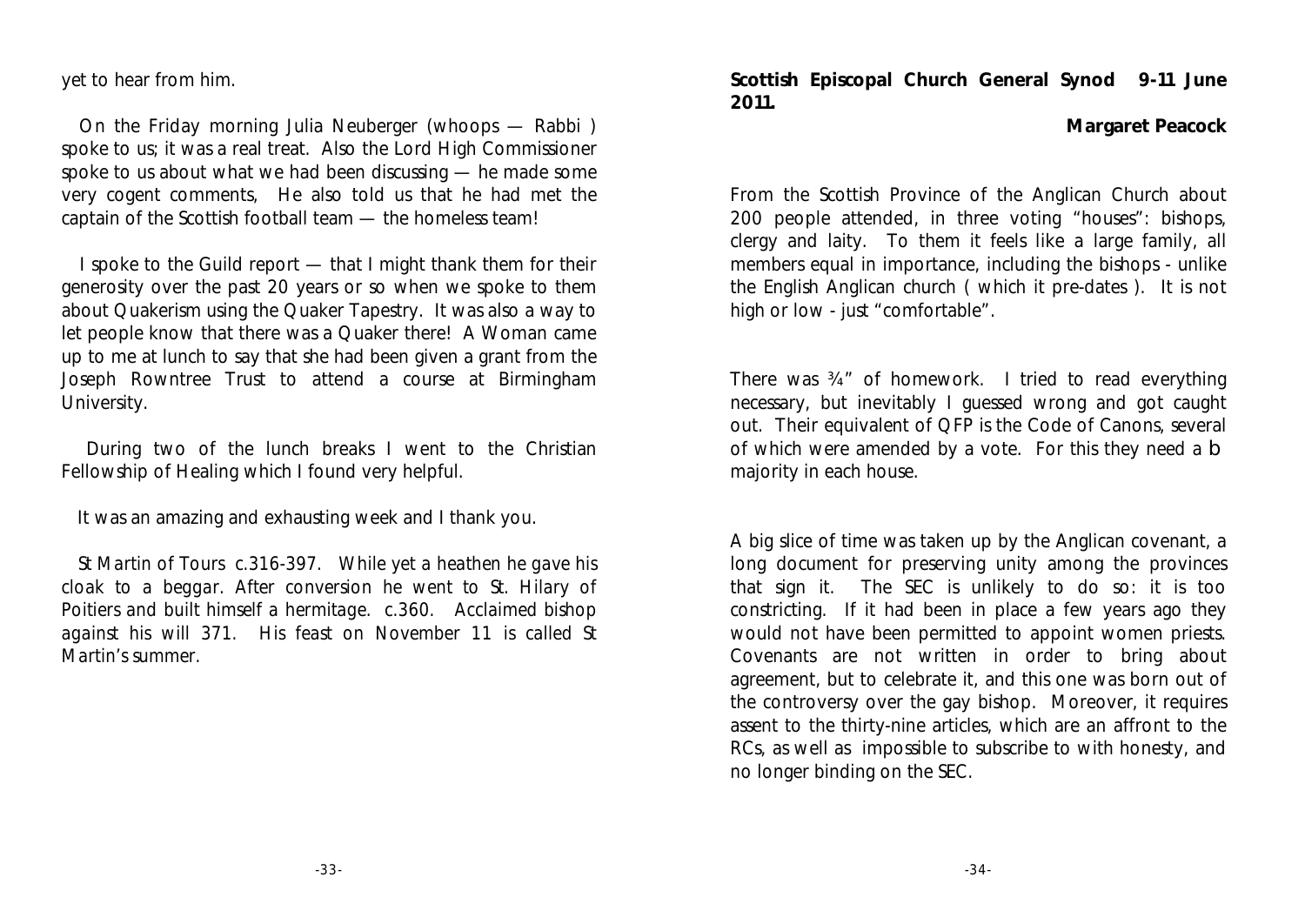yet to hear from him.

On the Friday morning Julia Neuberger (whoops — Rabbi ) spoke to us; it was a real treat. Also the Lord High Commissioner spoke to us about what we had been discussing — he made some very cogent comments, He also told us that he had met the captain of the Scottish football team — the homeless team!

I spoke to the Guild report — that I might thank them for their generosity over the past 20 years or so when we spoke to them about Quakerism using the Quaker Tapestry. It was also a way to let people know that there was a Quaker there! A Woman came up to me at lunch to say that she had been given a grant from the Joseph Rowntree Trust to attend a course at Birmingham University.

During two of the lunch breaks I went to the Christian Fellowship of Healing which I found very helpful.

It was an amazing and exhausting week and I thank you.

*St Martin of Tours c.316-397. While yet a heathen he gave his cloak to a beggar. After conversion he went to St. Hilary of Poitiers and built himself a hermitage. c.360. Acclaimed bishop against his will 371. His feast on November 11 is called St Martin's summer.*

## Scottish Episcopal Church General Synod 9-11 June 2011.

**Margaret Peacock**

From the Scottish Province of the Anglican Church about 200 people attended, in three voting "houses": bishops, clergy and laity. To them it feels like a large family, all members equal in importance, including the bishops - unlike the English Anglican church ( which it pre-dates ). It is not high or low - just "comfortable".

There was ¾" of homework. I tried to read everything necessary, but inevitably I guessed wrong and got caught out. Their equivalent of QFP is the Code of Canons, several of which were amended by a vote. For this they need a b majority in each house.

A big slice of time was taken up by the Anglican covenant, a long document for preserving unity among the provinces that sign it. The SEC is unlikely to do so: it is too constricting. If it had been in place a few years ago they would not have been permitted to appoint women priests. Covenants are not written in order to bring about agreement, but to celebrate it, and this one was born out of the controversy over the gay bishop. Moreover, it requires assent to the thirty-nine articles, which are an affront to the RCs, as well as impossible to subscribe to with honesty, and no longer binding on the SEC.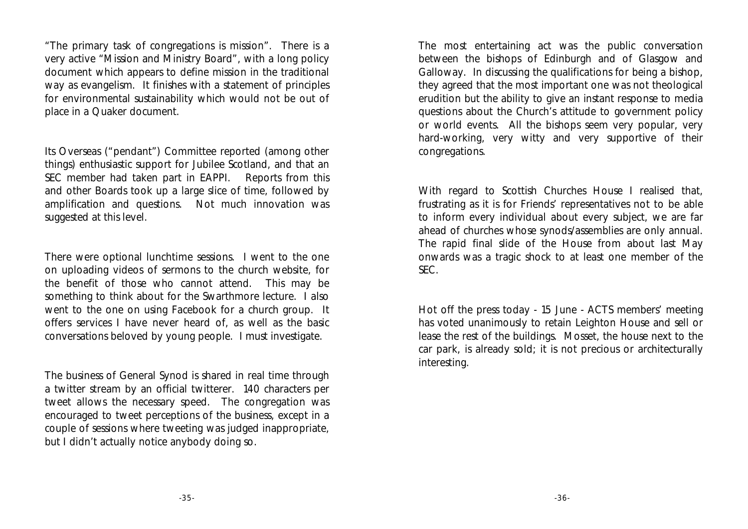"The primary task of congregations is mission". There is a very active "Mission and Ministry Board", with a long policy document which appears to define mission in the traditional way as evangelism. It finishes with a statement of principles for environmental sustainability which would not be out of place in a Quaker document.

Its Overseas ("pendant") Committee reported (among other things) enthusiastic support for Jubilee Scotland, and that an SEC member had taken part in EAPPI. Reports from this and other Boards took up a large slice of time, followed by amplification and questions. Not much innovation was suggested at this level.

There were optional lunchtime sessions. I went to the one on uploading videos of sermons to the church website, for the benefit of those who cannot attend. This may be something to think about for the Swarthmore lecture. I also went to the one on using Facebook for a church group. It offers services I have never heard of, as well as the basic conversations beloved by young people. I must investigate.

The business of General Synod is shared in real time through a twitter stream by an official twitterer. 140 characters per tweet allows the necessary speed. The congregation was encouraged to tweet perceptions of the business, except in a couple of sessions where tweeting was judged inappropriate, but I didn't actually notice anybody doing so.

The most entertaining act was the public conversation between the bishops of Edinburgh and of Glasgow and Galloway. In discussing the qualifications for being a bishop, they agreed that the most important one was not theological erudition but the ability to give an instant response to media questions about the Church's attitude to government policy or world events. All the bishops seem very popular, very hard-working, very witty and very supportive of their congregations.

With regard to Scottish Churches House I realised that, frustrating as it is for Friends' representatives not to be able to inform every individual about every subject, we are far ahead of churches whose synods/assemblies are only annual. The rapid final slide of the House from about last May onwards was a tragic shock to at least one member of the SEC.

Hot off the press today - 15 June - ACTS members' meeting has voted unanimously to retain Leighton House and sell or lease the rest of the buildings. Mosset, the house next to the car park, is already sold; it is not precious or architecturally interesting.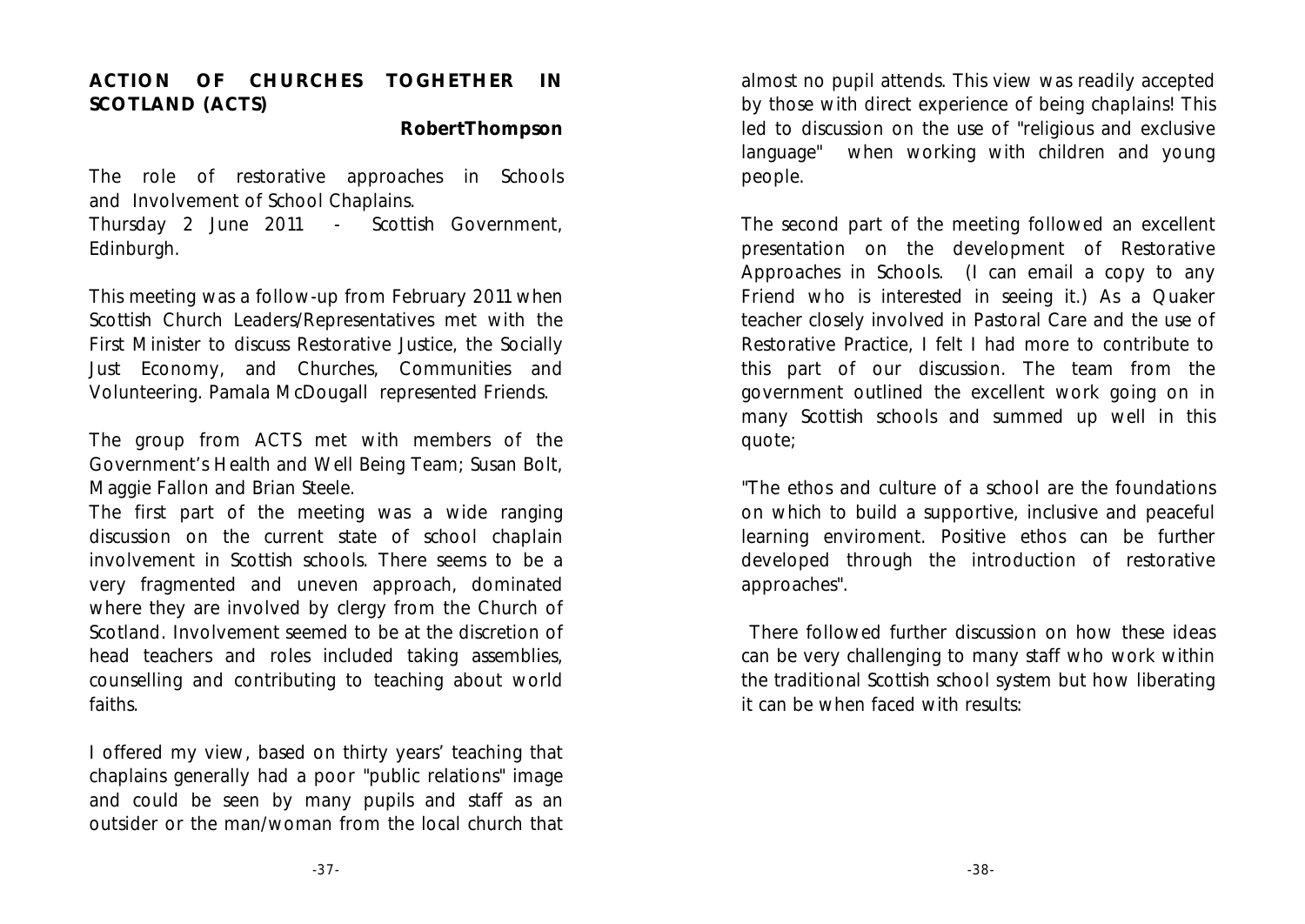## ACTION OF CHURCHES TOGHETHER IN SCOTLAND (ACTS)

**RobertThompson**

The role of restorative approaches in Schools and Involvement of School Chaplains.
Thursday 2 June 2011 - Scottish Government, Edinburgh.

This meeting was a follow-up from February 2011 when Scottish Church Leaders/Representatives met with the First Minister to discuss Restorative Justice, the Socially Just Economy, and Churches, Communities and Volunteering. Pamala McDougall represented Friends.

The group from ACTS met with members of the Government's Health and Well Being Team; Susan Bolt, Maggie Fallon and Brian Steele.
The first part of the meeting was a wide ranging discussion on the current state of school chaplain involvement in Scottish schools. There seems to be a very fragmented and uneven approach, dominated where they are involved by clergy from the Church of Scotland. Involvement seemed to be at the discretion of head teachers and roles included taking assemblies, counselling and contributing to teaching about world faiths.

I offered my view, based on thirty years' teaching that chaplains generally had a poor "public relations" image and could be seen by many pupils and staff as an outsider or the man/woman from the local church that almost no pupil attends. This view was readily accepted by those with direct experience of being chaplains! This led to discussion on the use of "religious and exclusive language" when working with children and young people.

The second part of the meeting followed an excellent presentation on the development of Restorative Approaches in Schools. (I can email a copy to any Friend who is interested in seeing it.) As a Quaker teacher closely involved in Pastoral Care and the use of Restorative Practice, I felt I had more to contribute to this part of our discussion. The team from the government outlined the excellent work going on in many Scottish schools and summed up well in this quote;

"The ethos and culture of a school are the foundations on which to build a supportive, inclusive and peaceful learning enviroment. Positive ethos can be further developed through the introduction of restorative approaches".

There followed further discussion on how these ideas can be very challenging to many staff who work within the traditional Scottish school system but how liberating it can be when faced with results: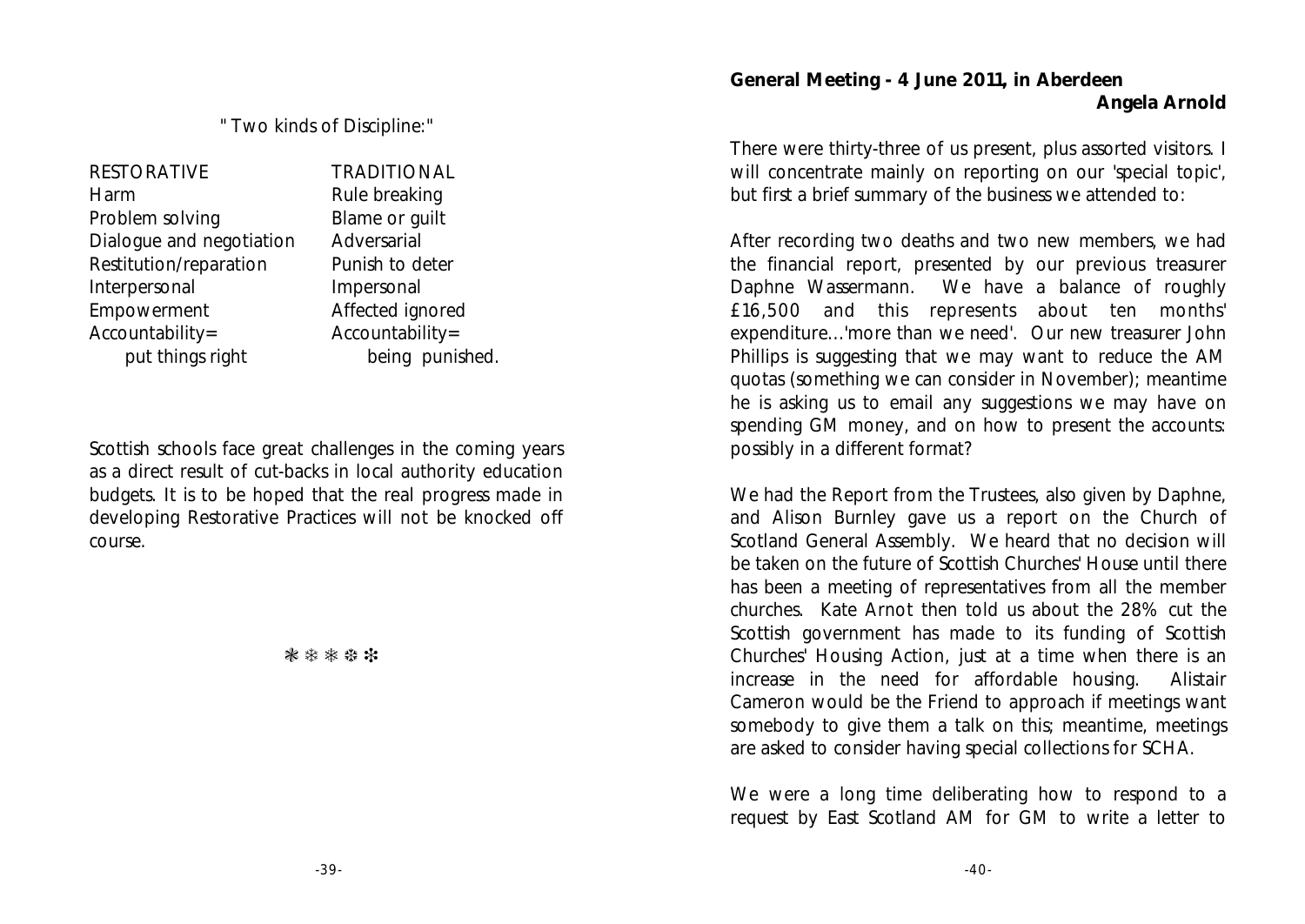"Two kinds of Discipline:"

| RESTORATIVE | TRADITIONAL |
| --- | --- |
| Harm | Rule breaking |
| Problem solving | Blame or guilt |
| Dialogue and negotiation | Adversarial |
| Restitution/reparation | Punish to deter |
| Interpersonal | Impersonal |
| Empowerment | Affected ignored |
| Accountability= put things right | Accountability= being punished. |

Scottish schools face great challenges in the coming years as a direct result of cut-backs in local authority education budgets. It is to be hoped that the real progress made in developing Restorative Practices will not be knocked off course.

❃ ❉ ❃ ❉ ❃

## General Meeting - 4 June 2011, in Aberdeen

**Angela Arnold**

There were thirty-three of us present, plus assorted visitors. I will concentrate mainly on reporting on our 'special topic', but first a brief summary of the business we attended to:

After recording two deaths and two new members, we had the financial report, presented by our previous treasurer Daphne Wassermann. We have a balance of roughly £16,500 and this represents about ten months' expenditure...'more than we need'. Our new treasurer John Phillips is suggesting that we may want to reduce the AM quotas (something we can consider in November); meantime he is asking us to email any suggestions we may have on spending GM money, and on how to present the accounts: possibly in a different format?

We had the Report from the Trustees, also given by Daphne, and Alison Burnley gave us a report on the Church of Scotland General Assembly. We heard that no decision will be taken on the future of Scottish Churches' House until there has been a meeting of representatives from all the member churches. Kate Arnot then told us about the 28% cut the Scottish government has made to its funding of Scottish Churches' Housing Action, just at a time when there is an increase in the need for affordable housing. Alistair Cameron would be the Friend to approach if meetings want somebody to give them a talk on this; meantime, meetings are asked to consider having special collections for SCHA.

We were a long time deliberating how to respond to a request by East Scotland AM for GM to write a letter to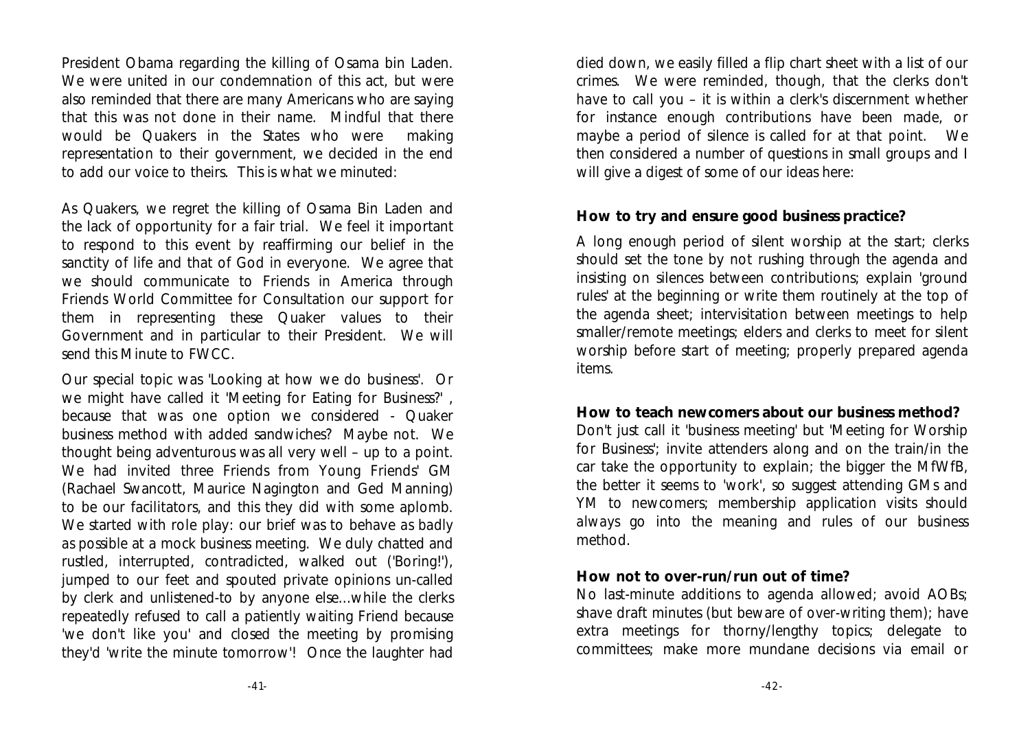President Obama regarding the killing of Osama bin Laden. We were united in our condemnation of this act, but were also reminded that there are many Americans who are saying that this was not done in their name. Mindful that there would be Quakers in the States who were making representation to their government, we decided in the end to add our voice to theirs. This is what we minuted:

As Quakers, we regret the killing of Osama Bin Laden and the lack of opportunity for a fair trial. We feel it important to respond to this event by reaffirming our belief in the sanctity of life and that of God in everyone. We agree that we should communicate to Friends in America through Friends World Committee for Consultation our support for them in representing these Quaker values to their Government and in particular to their President. We will send this Minute to FWCC.

Our special topic was 'Looking at how we do business'. Or we might have called it 'Meeting for Eating for Business?' , because that was one option we considered - Quaker business method with added sandwiches? Maybe not. We thought being adventurous was all very well – up to a point. We had invited three Friends from Young Friends' GM (Rachael Swancott, Maurice Nagington and Ged Manning) to be our facilitators, and this they did with some aplomb. We started with role play: our brief was to behave as badly as possible at a mock business meeting. We duly chatted and rustled, interrupted, contradicted, walked out ('Boring!'), jumped to our feet and spouted private opinions un-called by clerk and unlistened-to by anyone else...while the clerks repeatedly refused to call a patiently waiting Friend because 'we don't like you' and closed the meeting by promising they'd 'write the minute tomorrow'! Once the laughter had died down, we easily filled a flip chart sheet with a list of our crimes. We were reminded, though, that the clerks don't *have* to call you – it is within a clerk's discernment whether for instance enough contributions have been made, or maybe a period of silence is called for at that point. We then considered a number of questions in small groups and I will give a digest of some of our ideas here:

**How to try and ensure good business practice?**

A long enough period of silent worship at the start; clerks should set the tone by not rushing through the agenda and insisting on silences between contributions; explain 'ground rules' at the beginning or write them routinely at the top of the agenda sheet; intervisitation between meetings to help smaller/remote meetings; elders and clerks to meet for silent worship before start of meeting; properly prepared agenda items.

**How to teach newcomers about our business method?**

Don't just call it 'business meeting' but 'Meeting for Worship for Business'; invite attenders along and on the train/in the car take the opportunity to explain; the bigger the MfWfB, the better it seems to 'work', so suggest attending GMs and YM to newcomers; membership application visits should always go into the meaning and rules of our business method.

**How not to over-run/run out of time?**

No last-minute additions to agenda allowed; avoid AOBs; shave draft minutes (but beware of over-writing them); have extra meetings for thorny/lengthy topics; delegate to committees; make more mundane decisions via email or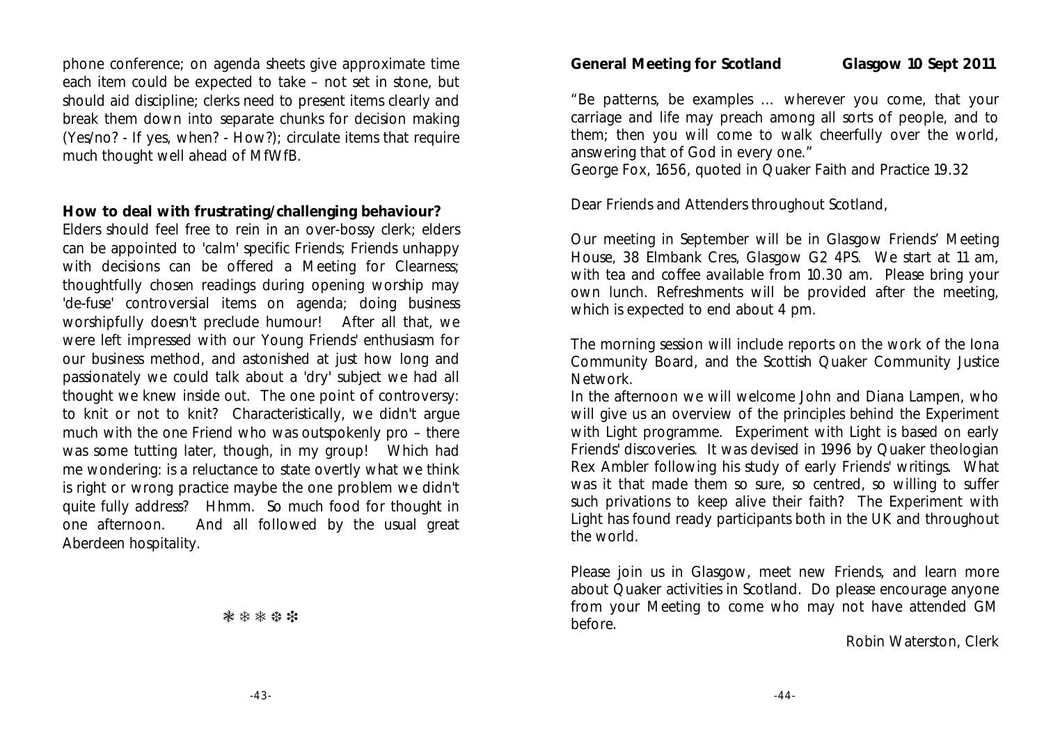phone conference; on agenda sheets give approximate time each item could be expected to take – not set in stone, but should aid discipline; clerks need to present items clearly and break them down into separate chunks for decision making (Yes/no? - If yes, when? - How?); circulate items that require much thought well ahead of MfWfB.

**How to deal with frustrating/challenging behaviour?**

Elders should feel free to rein in an over-bossy clerk; elders can be appointed to 'calm' specific Friends; Friends unhappy with decisions can be offered a Meeting for Clearness; thoughtfully chosen readings during opening worship may 'de-fuse' controversial items on agenda; doing business worshipfully doesn't preclude humour! After all that, we were left impressed with our Young Friends' enthusiasm for our business method, and astonished at just how long and passionately we could talk about a 'dry' subject we had all thought we knew inside out. The one point of controversy: to knit or not to knit? Characteristically, we didn't argue much with the one Friend who was outspokenly pro – there was some tutting later, though, in my group! Which had me wondering: is a reluctance to state overtly what we think is right or wrong practice maybe the one problem we didn't quite fully address? Hhmm. So much food for thought in one afternoon. And all followed by the usual great Aberdeen hospitality.

❄ ❆ ❄ ❆ ❇

**General Meeting for Scotland Glasgow 10 Sept 2011**

"Be patterns, be examples ... wherever you come, that your carriage and life may preach among all sorts of people, and to them; then you will come to walk cheerfully over the world, answering that of God in every one."
George Fox, 1656, quoted in Quaker Faith and Practice 19.32

Dear Friends and Attenders throughout Scotland,

Our meeting in September will be in Glasgow Friends' Meeting House, 38 Elmbank Cres, Glasgow G2 4PS. We start at 11 am, with tea and coffee available from 10.30 am. Please bring your own lunch. Refreshments will be provided after the meeting, which is expected to end about 4 pm.

The morning session will include reports on the work of the Iona Community Board, and the Scottish Quaker Community Justice Network.

In the afternoon we will welcome John and Diana Lampen, who will give us an overview of the principles behind the Experiment with Light programme. Experiment with Light is based on early Friends' discoveries. It was devised in 1996 by Quaker theologian Rex Ambler following his study of early Friends' writings. What was it that made them so sure, so centred, so willing to suffer such privations to keep alive their faith? The Experiment with Light has found ready participants both in the UK and throughout the world.

Please join us in Glasgow, meet new Friends, and learn more about Quaker activities in Scotland. Do please encourage anyone from your Meeting to come who may not have attended GM before.

Robin Waterston, Clerk